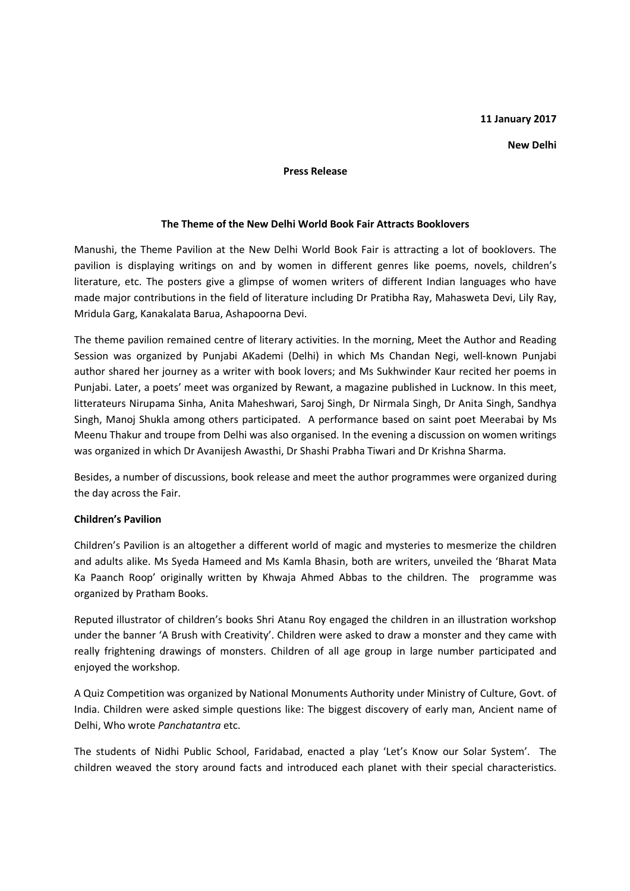**11 January 2017**

**New Delhi**

**Press Release**

**The Theme of the New Delhi World Book Fair Attracts Booklovers**

Manushi, the Theme Pavilion at the New Delhi World Book Fair is attracting a lot of booklovers. The pavilion is displaying writings on and by women in different genres like poems, novels, children's literature, etc. The posters give a glimpse of women writers of different Indian languages who have made major contributions in the field of literature including Dr Pratibha Ray, Mahasweta Devi, Lily Ray, Mridula Garg, Kanakalata Barua, Ashapoorna Devi.

The theme pavilion remained centre of literary activities. In the morning, Meet the Author and Reading Session was organized by Punjabi AKademi (Delhi) in which Ms Chandan Negi, well-known Punjabi author shared her journey as a writer with book lovers; and Ms Sukhwinder Kaur recited her poems in Punjabi. Later, a poets' meet was organized by Rewant, a magazine published in Lucknow. In this meet, litterateurs Nirupama Sinha, Anita Maheshwari, Saroj Singh, Dr Nirmala Singh, Dr Anita Singh, Sandhya Singh, Manoj Shukla among others participated. A performance based on saint poet Meerabai by Ms Meenu Thakur and troupe from Delhi was also organised. In the evening a discussion on women writings was organized in which Dr Avanijesh Awasthi, Dr Shashi Prabha Tiwari and Dr Krishna Sharma.

Besides, a number of discussions, book release and meet the author programmes were organized during the day across the Fair.

**Children's Pavilion**

Children's Pavilion is an altogether a different world of magic and mysteries to mesmerize the children and adults alike. Ms Syeda Hameed and Ms Kamla Bhasin, both are writers, unveiled the 'Bharat Mata Ka Paanch Roop' originally written by Khwaja Ahmed Abbas to the children. The programme was organized by Pratham Books.

Reputed illustrator of children's books Shri Atanu Roy engaged the children in an illustration workshop under the banner 'A Brush with Creativity'. Children were asked to draw a monster and they came with really frightening drawings of monsters. Children of all age group in large number participated and enjoyed the workshop.

A Quiz Competition was organized by National Monuments Authority under Ministry of Culture, Govt. of India. Children were asked simple questions like: The biggest discovery of early man, Ancient name of Delhi, Who wrote *Panchatantra* etc.

The students of Nidhi Public School, Faridabad, enacted a play 'Let's Know our Solar System'. The children weaved the story around facts and introduced each planet with their special characteristics.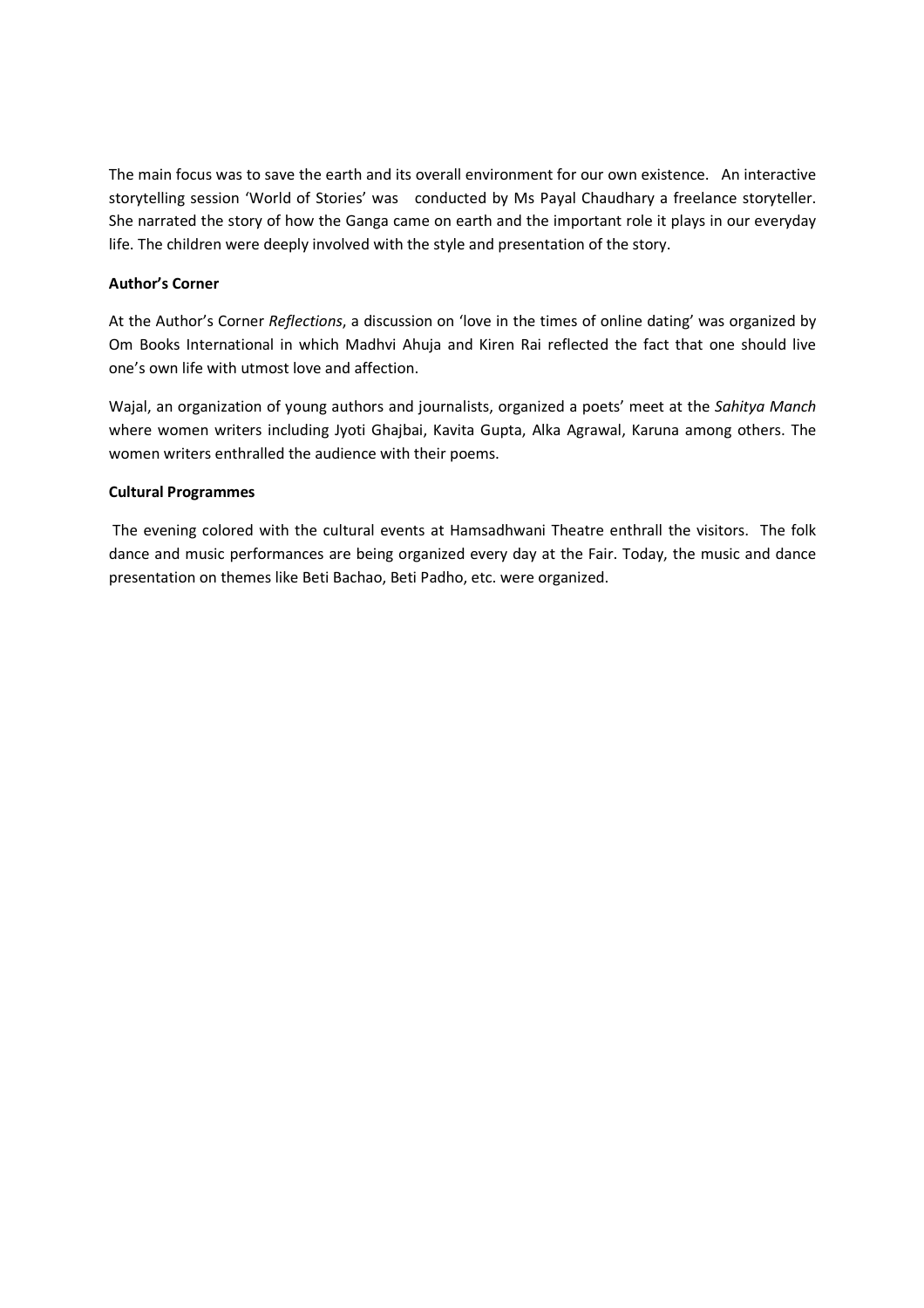The main focus was to save the earth and its overall environment for our own existence. An interactive storytelling session 'World of Stories' was conducted by Ms Payal Chaudhary a freelance storyteller. She narrated the story of how the Ganga came on earth and the important role it plays in our everyday life. The children were deeply involved with the style and presentation of the story.

**Author's Corner**

At the Author's Corner *Reflections*, a discussion on 'love in the times of online dating' was organized by Om Books International in which Madhvi Ahuja and Kiren Rai reflected the fact that one should live one's own life with utmost love and affection.

Wajal, an organization of young authors and journalists, organized a poets' meet at the *Sahitya Manch* where women writers including Jyoti Ghajbai, Kavita Gupta, Alka Agrawal, Karuna among others. The women writers enthralled the audience with their poems.

**Cultural Programmes**

The evening colored with the cultural events at Hamsadhwani Theatre enthrall the visitors. The folk dance and music performances are being organized every day at the Fair. Today, the music and dance presentation on themes like Beti Bachao, Beti Padho, etc. were organized.